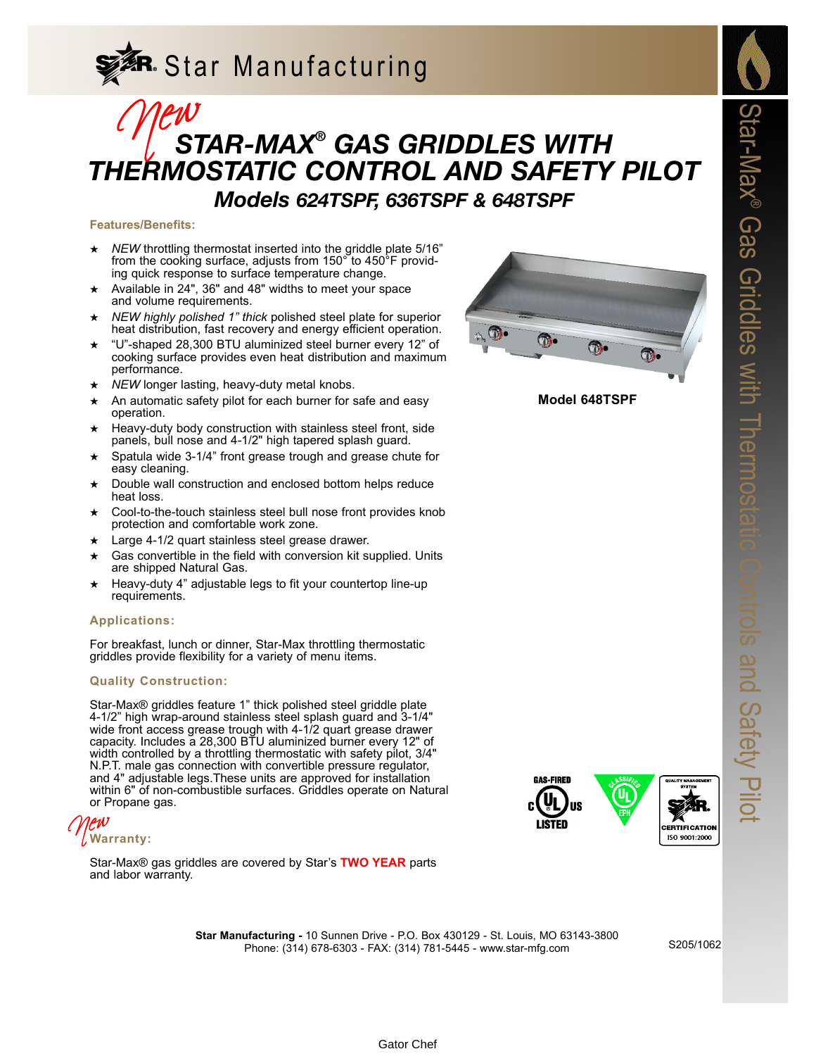Star Manufacturing

# *New* STAR-MAX® GAS GRIDDLES WITH THERMOSTATIC CONTROL AND SAFETY PILOT

## Models 624TSPF, 636TSPF & 648TSPF

### Features/Benefits:

- ★ *NEW* throttling thermostat inserted into the griddle plate 5/16" from the cooking surface, adjusts from 150° to 450°F providing quick response to surface temperature change.
- ★ Available in 24", 36" and 48" widths to meet your space and volume requirements.
- ★ *NEW highly polished 1" thick* polished steel plate for superior heat distribution, fast recovery and energy efficient operation.
- ★ "U"-shaped 28,300 BTU aluminized steel burner every 12" of cooking surface provides even heat distribution and maximum performance.
- ★ *NEW* longer lasting, heavy-duty metal knobs.
- ★ An automatic safety pilot for each burner for safe and easy operation.
- ★ Heavy-duty body construction with stainless steel front, side panels, bull nose and 4-1/2" high tapered splash guard.
- ★ Spatula wide 3-1/4" front grease trough and grease chute for easy cleaning.
- ★ Double wall construction and enclosed bottom helps reduce heat loss.
- ★ Cool-to-the-touch stainless steel bull nose front provides knob protection and comfortable work zone.
- ★ Large 4-1/2 quart stainless steel grease drawer.
- ★ Gas convertible in the field with conversion kit supplied. Units are shipped Natural Gas.
- ★ Heavy-duty 4" adjustable legs to fit your countertop line-up requirements.

**Model 648TSPF**

### Applications:

For breakfast, lunch or dinner, Star-Max throttling thermostatic griddles provide flexibility for a variety of menu items.

### Quality Construction:

Star-Max® griddles feature 1" thick polished steel griddle plate 4-1/2" high wrap-around stainless steel splash guard and 3-1/4" wide front access grease trough with 4-1/2 quart grease drawer capacity. Includes a 28,300 BTU aluminized burner every 12" of width controlled by a throttling thermostat with safety pilot, 3/4" N.P.T. male gas connection with convertible pressure regulator, and 4" adjustable legs.These units are approved for installation within 6" of non-combustible surfaces. Griddles operate on Natural or Propane gas.

GAS-FIRED c UL us LISTED — UL CLASSIFIED EPH — QUALITY MANAGEMENT SYSTEM STAR CERTIFICATION ISO 9001:2000

### *New* Warranty:

Star-Max® gas griddles are covered by Star's **TWO YEAR** parts and labor warranty.

**Star Manufacturing -** 10 Sunnen Drive - P.O. Box 430129 - St. Louis, MO 63143-3800
Phone: (314) 678-6303 - FAX: (314) 781-5445 - www.star-mfg.com

S205/1062

Star-Max® Gas Griddles with Thermostatic Controls and Safety Pilot

Gator Chef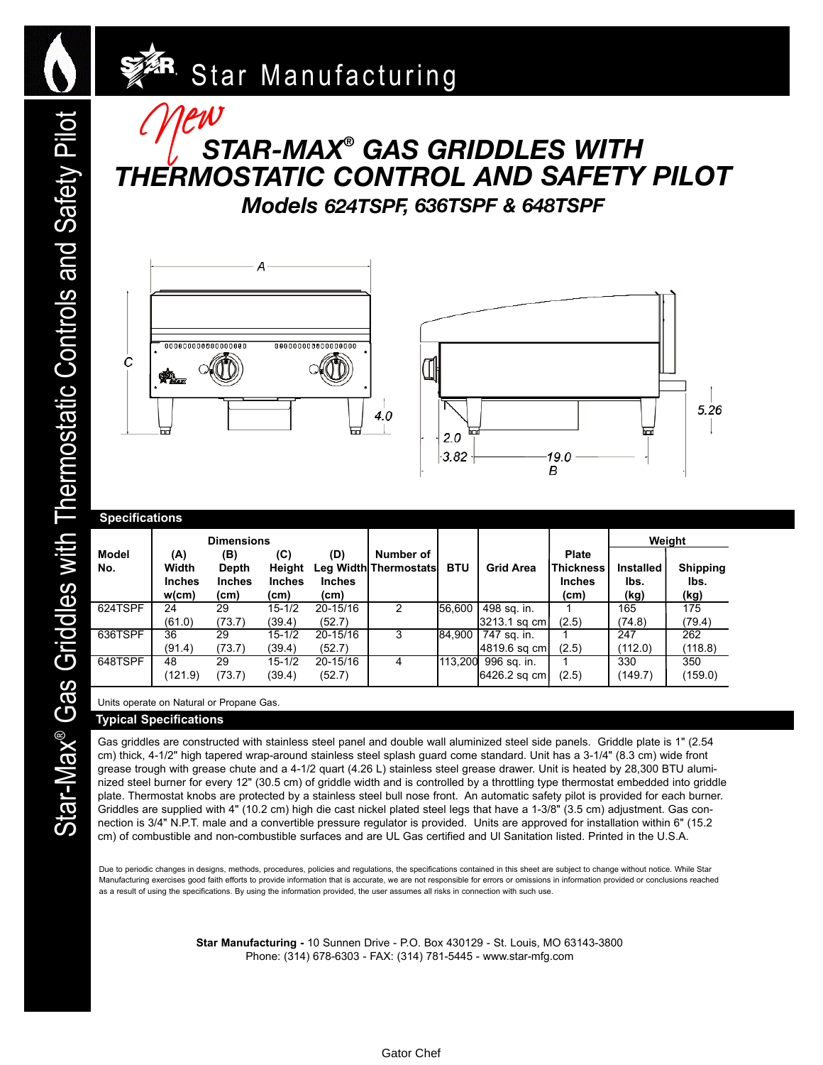# Star Manufacturing

*New*

## STAR-MAX® GAS GRIDDLES WITH THERMOSTATIC CONTROL AND SAFETY PILOT

### *Models 624TSPF, 636TSPF & 648TSPF*

A

C

4.0

5.26

2.0

3.82

19.0

B

## Specifications

| Model No. | Dimensions | | | | Number of Thermostats | BTU | Grid Area | Plate Thickness Inches (cm) | Weight | |
|---|---|---|---|---|---|---|---|---|---|---|
| | (A) Width Inches w(cm) | (B) Depth Inches (cm) | (C) Height Inches (cm) | (D) Leg Width Inches (cm) | | | | | Installed lbs. (kg) | Shipping lbs. (kg) |
| 624TSPF | 24 (61.0) | 29 (73.7) | 15-1/2 (39.4) | 20-15/16 (52.7) | 2 | 56,600 | 498 sq. in. 3213.1 sq cm | 1 (2.5) | 165 (74.8) | 175 (79.4) |
| 636TSPF | 36 (91.4) | 29 (73.7) | 15-1/2 (39.4) | 20-15/16 (52.7) | 3 | 84,900 | 747 sq. in. 4819.6 sq cm | 1 (2.5) | 247 (112.0) | 262 (118.8) |
| 648TSPF | 48 (121.9) | 29 (73.7) | 15-1/2 (39.4) | 20-15/16 (52.7) | 4 | 113,200 | 996 sq. in. 6426.2 sq cm | 1 (2.5) | 330 (149.7) | 350 (159.0) |

Units operate on Natural or Propane Gas.

## Typical Specifications

Gas griddles are constructed with stainless steel panel and double wall aluminized steel side panels. Griddle plate is 1" (2.54 cm) thick, 4-1/2" high tapered wrap-around stainless steel splash guard come standard. Unit has a 3-1/4" (8.3 cm) wide front grease trough with grease chute and a 4-1/2 quart (4.26 L) stainless steel grease drawer. Unit is heated by 28,300 BTU aluminized steel burner for every 12" (30.5 cm) of griddle width and is controlled by a throttling type thermostat embedded into griddle plate. Thermostat knobs are protected by a stainless steel bull nose front. An automatic safety pilot is provided for each burner. Griddles are supplied with 4" (10.2 cm) high die cast nickel plated steel legs that have a 1-3/8" (3.5 cm) adjustment. Gas connection is 3/4" N.P.T. male and a convertible pressure regulator is provided. Units are approved for installation within 6" (15.2 cm) of combustible and non-combustible surfaces and are UL Gas certified and Ul Sanitation listed. Printed in the U.S.A.

Due to periodic changes in designs, methods, procedures, policies and regulations, the specifications contained in this sheet are subject to change without notice. While Star Manufacturing exercises good faith efforts to provide information that is accurate, we are not responsible for errors or omissions in information provided or conclusions reached as a result of using the specifications. By using the information provided, the user assumes all risks in connection with such use.

**Star Manufacturing -** 10 Sunnen Drive - P.O. Box 430129 - St. Louis, MO 63143-3800
Phone: (314) 678-6303 - FAX: (314) 781-5445 - www.star-mfg.com

Star-Max® Gas Griddles with Thermostatic Controls and Safety Pilot

Gator Chef